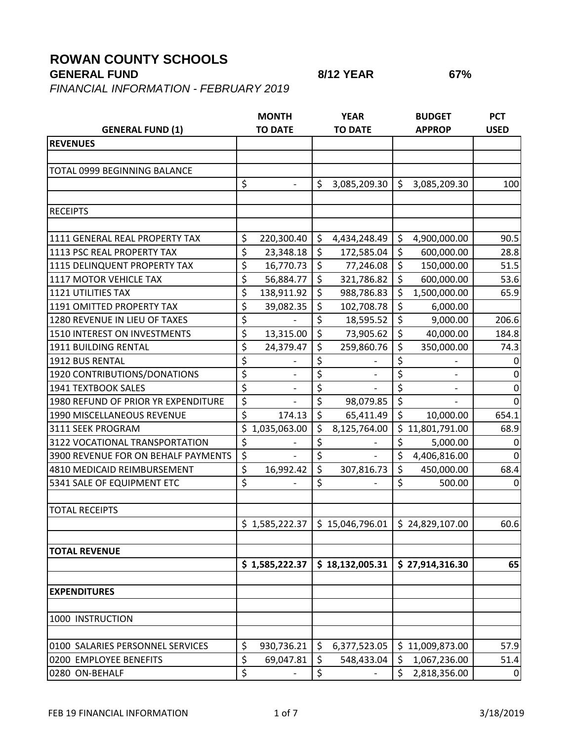# ROWAN COUNTY SCHOOLS

**GENERAL FUND** **8/12 YEAR** **67%**

*FINANCIAL INFORMATION - FEBRUARY 2019*

| GENERAL FUND (1) | MONTH TO DATE | YEAR TO DATE | BUDGET APPROP | PCT USED |
|---|---|---|---|---|
| **REVENUES** | | | | |
| | | | | |
| TOTAL 0999 BEGINNING BALANCE | | | | |
| | $ - | $ 3,085,209.30 | $ 3,085,209.30 | 100 |
| | | | | |
| RECEIPTS | | | | |
| | | | | |
| 1111 GENERAL REAL PROPERTY TAX | $ 220,300.40 | $ 4,434,248.49 | $ 4,900,000.00 | 90.5 |
| 1113 PSC REAL PROPERTY TAX | $ 23,348.18 | $ 172,585.04 | $ 600,000.00 | 28.8 |
| 1115 DELINQUENT PROPERTY TAX | $ 16,770.73 | $ 77,246.08 | $ 150,000.00 | 51.5 |
| 1117 MOTOR VEHICLE TAX | $ 56,884.77 | $ 321,786.82 | $ 600,000.00 | 53.6 |
| 1121 UTILITIES TAX | $ 138,911.92 | $ 988,786.83 | $ 1,500,000.00 | 65.9 |
| 1191 OMITTED PROPERTY TAX | $ 39,082.35 | $ 102,708.78 | $ 6,000.00 | |
| 1280 REVENUE IN LIEU OF TAXES | $ - | $ 18,595.52 | $ 9,000.00 | 206.6 |
| 1510 INTEREST ON INVESTMENTS | $ 13,315.00 | $ 73,905.62 | $ 40,000.00 | 184.8 |
| 1911 BUILDING RENTAL | $ 24,379.47 | $ 259,860.76 | $ 350,000.00 | 74.3 |
| 1912 BUS RENTAL | $ - | $ - | $ - | 0 |
| 1920 CONTRIBUTIONS/DONATIONS | $ - | $ - | $ - | 0 |
| 1941 TEXTBOOK SALES | $ - | $ - | $ - | 0 |
| 1980 REFUND OF PRIOR YR EXPENDITURE | $ - | $ 98,079.85 | $ - | 0 |
| 1990 MISCELLANEOUS REVENUE | $ 174.13 | $ 65,411.49 | $ 10,000.00 | 654.1 |
| 3111 SEEK PROGRAM | $ 1,035,063.00 | $ 8,125,764.00 | $ 11,801,791.00 | 68.9 |
| 3122 VOCATIONAL TRANSPORTATION | $ - | $ - | $ 5,000.00 | 0 |
| 3900 REVENUE FOR ON BEHALF PAYMENTS | $ - | $ - | $ 4,406,816.00 | 0 |
| 4810 MEDICAID REIMBURSEMENT | $ 16,992.42 | $ 307,816.73 | $ 450,000.00 | 68.4 |
| 5341 SALE OF EQUIPMENT ETC | $ - | $ - | $ 500.00 | 0 |
| | | | | |
| TOTAL RECEIPTS | | | | |
| | $ 1,585,222.37 | $ 15,046,796.01 | $ 24,829,107.00 | 60.6 |
| | | | | |
| **TOTAL REVENUE** | | | | |
| | **$ 1,585,222.37** | **$ 18,132,005.31** | **$ 27,914,316.30** | **65** |
| | | | | |
| **EXPENDITURES** | | | | |
| | | | | |
| 1000 INSTRUCTION | | | | |
| | | | | |
| 0100 SALARIES PERSONNEL SERVICES | $ 930,736.21 | $ 6,377,523.05 | $ 11,009,873.00 | 57.9 |
| 0200 EMPLOYEE BENEFITS | $ 69,047.81 | $ 548,433.04 | $ 1,067,236.00 | 51.4 |
| 0280 ON-BEHALF | $ - | $ - | $ 2,818,356.00 | 0 |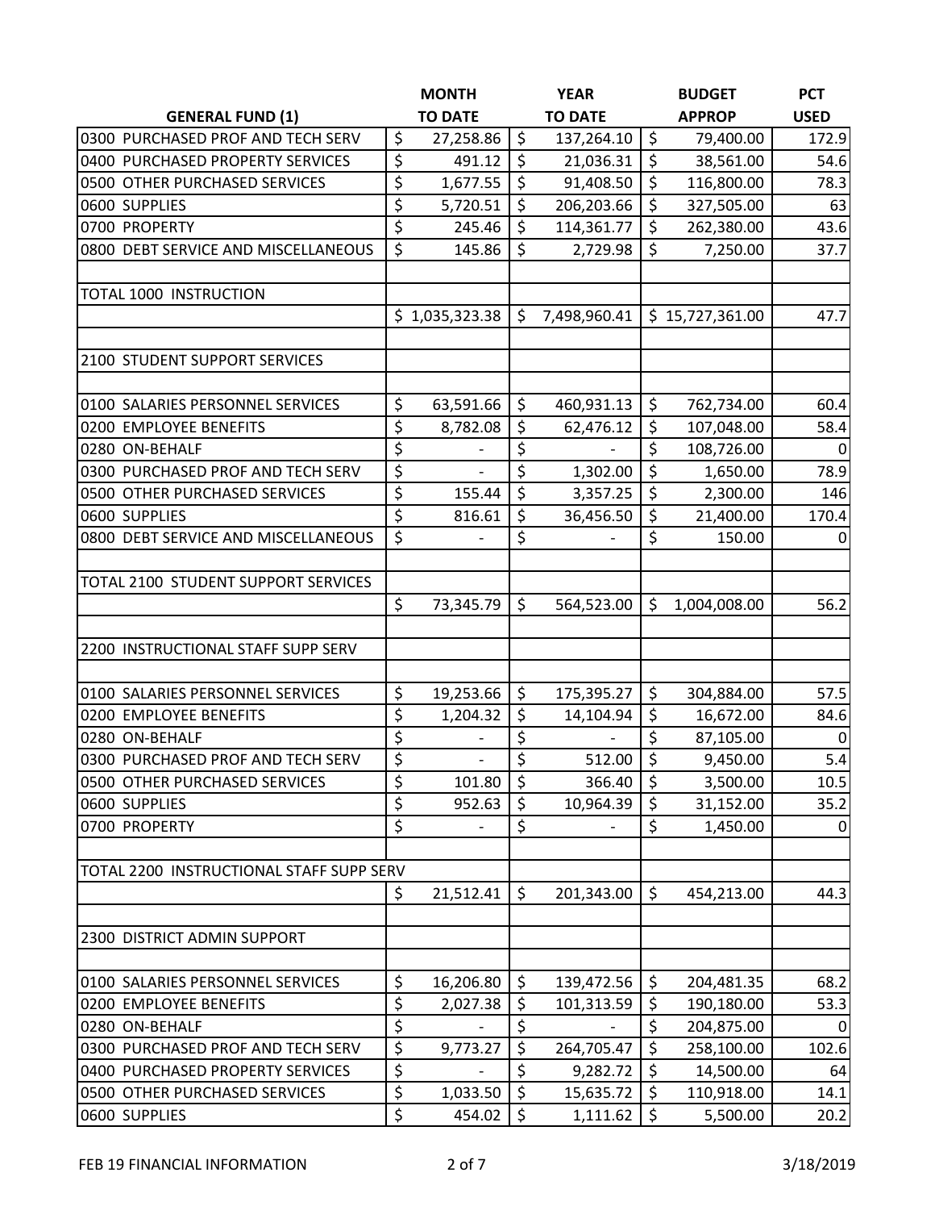| GENERAL FUND (1) | MONTH TO DATE | YEAR TO DATE | BUDGET APPROP | PCT USED |
|---|---|---|---|---|
| 0300 PURCHASED PROF AND TECH SERV | $ 27,258.86 | $ 137,264.10 | $ 79,400.00 | 172.9 |
| 0400 PURCHASED PROPERTY SERVICES | $ 491.12 | $ 21,036.31 | $ 38,561.00 | 54.6 |
| 0500 OTHER PURCHASED SERVICES | $ 1,677.55 | $ 91,408.50 | $ 116,800.00 | 78.3 |
| 0600 SUPPLIES | $ 5,720.51 | $ 206,203.66 | $ 327,505.00 | 63 |
| 0700 PROPERTY | $ 245.46 | $ 114,361.77 | $ 262,380.00 | 43.6 |
| 0800 DEBT SERVICE AND MISCELLANEOUS | $ 145.86 | $ 2,729.98 | $ 7,250.00 | 37.7 |
| | | | | |
| TOTAL 1000 INSTRUCTION | | | | |
| | $ 1,035,323.38 | $ 7,498,960.41 | $ 15,727,361.00 | 47.7 |
| | | | | |
| 2100 STUDENT SUPPORT SERVICES | | | | |
| | | | | |
| 0100 SALARIES PERSONNEL SERVICES | $ 63,591.66 | $ 460,931.13 | $ 762,734.00 | 60.4 |
| 0200 EMPLOYEE BENEFITS | $ 8,782.08 | $ 62,476.12 | $ 107,048.00 | 58.4 |
| 0280 ON-BEHALF | $ - | $ - | $ 108,726.00 | 0 |
| 0300 PURCHASED PROF AND TECH SERV | $ - | $ 1,302.00 | $ 1,650.00 | 78.9 |
| 0500 OTHER PURCHASED SERVICES | $ 155.44 | $ 3,357.25 | $ 2,300.00 | 146 |
| 0600 SUPPLIES | $ 816.61 | $ 36,456.50 | $ 21,400.00 | 170.4 |
| 0800 DEBT SERVICE AND MISCELLANEOUS | $ - | $ - | $ 150.00 | 0 |
| | | | | |
| TOTAL 2100 STUDENT SUPPORT SERVICES | | | | |
| | $ 73,345.79 | $ 564,523.00 | $ 1,004,008.00 | 56.2 |
| | | | | |
| 2200 INSTRUCTIONAL STAFF SUPP SERV | | | | |
| | | | | |
| 0100 SALARIES PERSONNEL SERVICES | $ 19,253.66 | $ 175,395.27 | $ 304,884.00 | 57.5 |
| 0200 EMPLOYEE BENEFITS | $ 1,204.32 | $ 14,104.94 | $ 16,672.00 | 84.6 |
| 0280 ON-BEHALF | $ - | $ - | $ 87,105.00 | 0 |
| 0300 PURCHASED PROF AND TECH SERV | $ - | $ 512.00 | $ 9,450.00 | 5.4 |
| 0500 OTHER PURCHASED SERVICES | $ 101.80 | $ 366.40 | $ 3,500.00 | 10.5 |
| 0600 SUPPLIES | $ 952.63 | $ 10,964.39 | $ 31,152.00 | 35.2 |
| 0700 PROPERTY | $ - | $ - | $ 1,450.00 | 0 |
| | | | | |
| TOTAL 2200 INSTRUCTIONAL STAFF SUPP SERV | | | | |
| | $ 21,512.41 | $ 201,343.00 | $ 454,213.00 | 44.3 |
| | | | | |
| 2300 DISTRICT ADMIN SUPPORT | | | | |
| | | | | |
| 0100 SALARIES PERSONNEL SERVICES | $ 16,206.80 | $ 139,472.56 | $ 204,481.35 | 68.2 |
| 0200 EMPLOYEE BENEFITS | $ 2,027.38 | $ 101,313.59 | $ 190,180.00 | 53.3 |
| 0280 ON-BEHALF | $ - | $ - | $ 204,875.00 | 0 |
| 0300 PURCHASED PROF AND TECH SERV | $ 9,773.27 | $ 264,705.47 | $ 258,100.00 | 102.6 |
| 0400 PURCHASED PROPERTY SERVICES | $ - | $ 9,282.72 | $ 14,500.00 | 64 |
| 0500 OTHER PURCHASED SERVICES | $ 1,033.50 | $ 15,635.72 | $ 110,918.00 | 14.1 |
| 0600 SUPPLIES | $ 454.02 | $ 1,111.62 | $ 5,500.00 | 20.2 |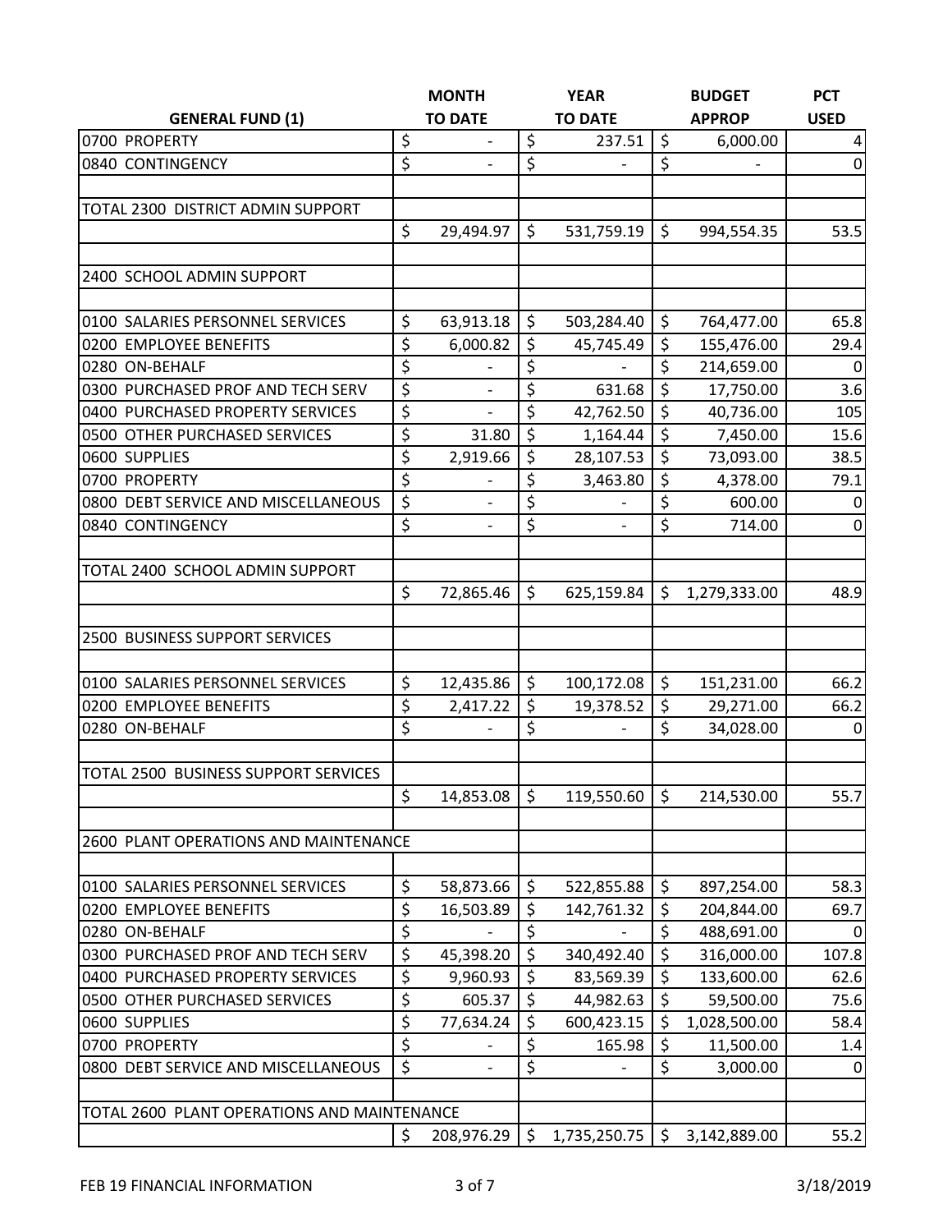| GENERAL FUND (1) | MONTH TO DATE | YEAR TO DATE | BUDGET APPROP | PCT USED |
|---|---|---|---|---|
| 0700 PROPERTY | $ - | $ 237.51 | $ 6,000.00 | 4 |
| 0840 CONTINGENCY | $ - | $ - | $ - | 0 |
| | | | | |
| TOTAL 2300 DISTRICT ADMIN SUPPORT | | | | |
| | $ 29,494.97 | $ 531,759.19 | $ 994,554.35 | 53.5 |
| | | | | |
| 2400 SCHOOL ADMIN SUPPORT | | | | |
| | | | | |
| 0100 SALARIES PERSONNEL SERVICES | $ 63,913.18 | $ 503,284.40 | $ 764,477.00 | 65.8 |
| 0200 EMPLOYEE BENEFITS | $ 6,000.82 | $ 45,745.49 | $ 155,476.00 | 29.4 |
| 0280 ON-BEHALF | $ - | $ - | $ 214,659.00 | 0 |
| 0300 PURCHASED PROF AND TECH SERV | $ - | $ 631.68 | $ 17,750.00 | 3.6 |
| 0400 PURCHASED PROPERTY SERVICES | $ - | $ 42,762.50 | $ 40,736.00 | 105 |
| 0500 OTHER PURCHASED SERVICES | $ 31.80 | $ 1,164.44 | $ 7,450.00 | 15.6 |
| 0600 SUPPLIES | $ 2,919.66 | $ 28,107.53 | $ 73,093.00 | 38.5 |
| 0700 PROPERTY | $ - | $ 3,463.80 | $ 4,378.00 | 79.1 |
| 0800 DEBT SERVICE AND MISCELLANEOUS | $ - | $ - | $ 600.00 | 0 |
| 0840 CONTINGENCY | $ - | $ - | $ 714.00 | 0 |
| | | | | |
| TOTAL 2400 SCHOOL ADMIN SUPPORT | | | | |
| | $ 72,865.46 | $ 625,159.84 | $ 1,279,333.00 | 48.9 |
| | | | | |
| 2500 BUSINESS SUPPORT SERVICES | | | | |
| | | | | |
| 0100 SALARIES PERSONNEL SERVICES | $ 12,435.86 | $ 100,172.08 | $ 151,231.00 | 66.2 |
| 0200 EMPLOYEE BENEFITS | $ 2,417.22 | $ 19,378.52 | $ 29,271.00 | 66.2 |
| 0280 ON-BEHALF | $ - | $ - | $ 34,028.00 | 0 |
| | | | | |
| TOTAL 2500 BUSINESS SUPPORT SERVICES | | | | |
| | $ 14,853.08 | $ 119,550.60 | $ 214,530.00 | 55.7 |
| | | | | |
| 2600 PLANT OPERATIONS AND MAINTENANCE | | | | |
| | | | | |
| 0100 SALARIES PERSONNEL SERVICES | $ 58,873.66 | $ 522,855.88 | $ 897,254.00 | 58.3 |
| 0200 EMPLOYEE BENEFITS | $ 16,503.89 | $ 142,761.32 | $ 204,844.00 | 69.7 |
| 0280 ON-BEHALF | $ - | $ - | $ 488,691.00 | 0 |
| 0300 PURCHASED PROF AND TECH SERV | $ 45,398.20 | $ 340,492.40 | $ 316,000.00 | 107.8 |
| 0400 PURCHASED PROPERTY SERVICES | $ 9,960.93 | $ 83,569.39 | $ 133,600.00 | 62.6 |
| 0500 OTHER PURCHASED SERVICES | $ 605.37 | $ 44,982.63 | $ 59,500.00 | 75.6 |
| 0600 SUPPLIES | $ 77,634.24 | $ 600,423.15 | $ 1,028,500.00 | 58.4 |
| 0700 PROPERTY | $ - | $ 165.98 | $ 11,500.00 | 1.4 |
| 0800 DEBT SERVICE AND MISCELLANEOUS | $ - | $ - | $ 3,000.00 | 0 |
| | | | | |
| TOTAL 2600 PLANT OPERATIONS AND MAINTENANCE | | | | |
| | $ 208,976.29 | $ 1,735,250.75 | $ 3,142,889.00 | 55.2 |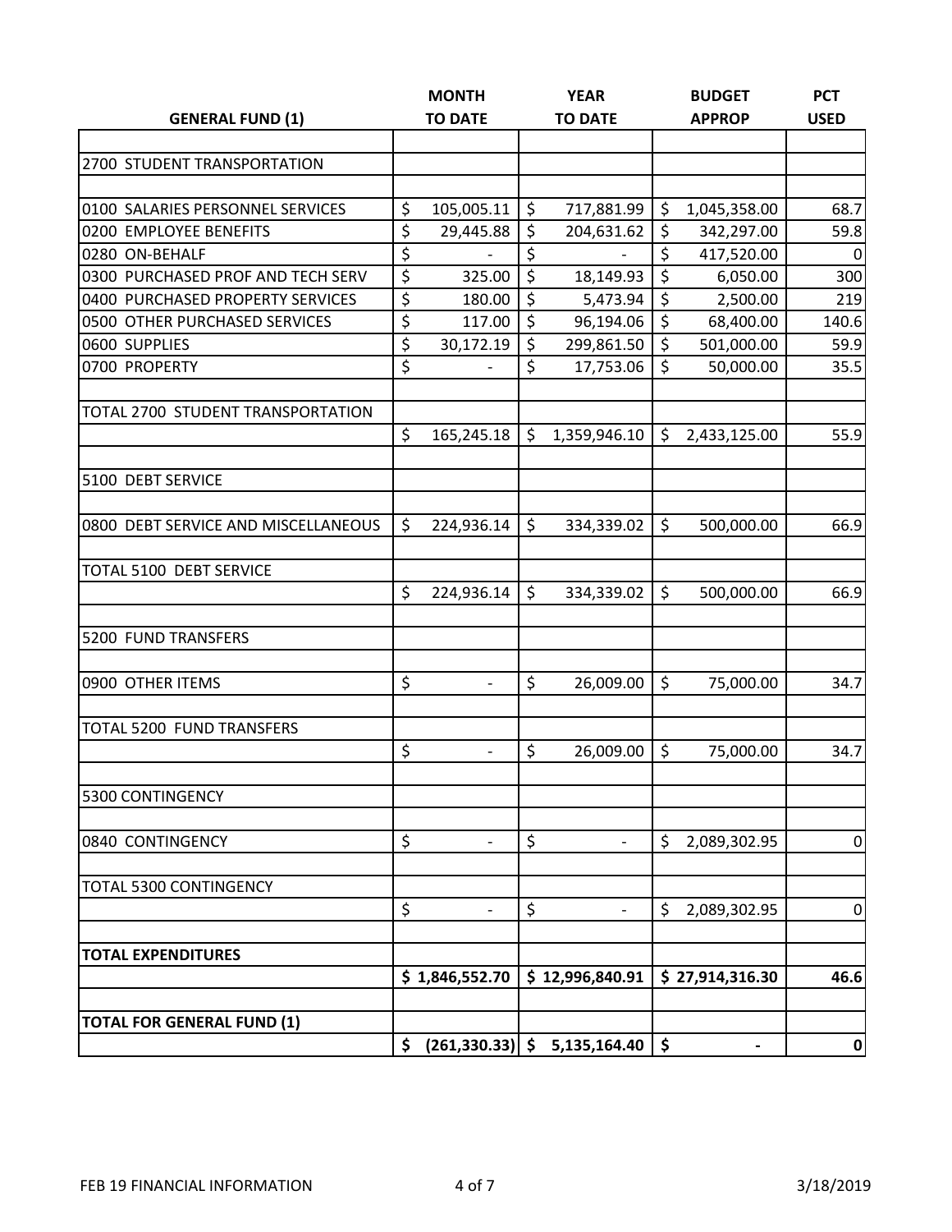| GENERAL FUND (1) | MONTH TO DATE | YEAR TO DATE | BUDGET APPROP | PCT USED |
|---|---|---|---|---|
| 2700 STUDENT TRANSPORTATION | | | | |
| 0100 SALARIES PERSONNEL SERVICES | $ 105,005.11 | $ 717,881.99 | $ 1,045,358.00 | 68.7 |
| 0200 EMPLOYEE BENEFITS | $ 29,445.88 | $ 204,631.62 | $ 342,297.00 | 59.8 |
| 0280 ON-BEHALF | $ - | $ - | $ 417,520.00 | 0 |
| 0300 PURCHASED PROF AND TECH SERV | $ 325.00 | $ 18,149.93 | $ 6,050.00 | 300 |
| 0400 PURCHASED PROPERTY SERVICES | $ 180.00 | $ 5,473.94 | $ 2,500.00 | 219 |
| 0500 OTHER PURCHASED SERVICES | $ 117.00 | $ 96,194.06 | $ 68,400.00 | 140.6 |
| 0600 SUPPLIES | $ 30,172.19 | $ 299,861.50 | $ 501,000.00 | 59.9 |
| 0700 PROPERTY | $ - | $ 17,753.06 | $ 50,000.00 | 35.5 |
| TOTAL 2700 STUDENT TRANSPORTATION | | | | |
| | $ 165,245.18 | $ 1,359,946.10 | $ 2,433,125.00 | 55.9 |
| 5100 DEBT SERVICE | | | | |
| 0800 DEBT SERVICE AND MISCELLANEOUS | $ 224,936.14 | $ 334,339.02 | $ 500,000.00 | 66.9 |
| TOTAL 5100 DEBT SERVICE | | | | |
| | $ 224,936.14 | $ 334,339.02 | $ 500,000.00 | 66.9 |
| 5200 FUND TRANSFERS | | | | |
| 0900 OTHER ITEMS | $ - | $ 26,009.00 | $ 75,000.00 | 34.7 |
| TOTAL 5200 FUND TRANSFERS | | | | |
| | $ - | $ 26,009.00 | $ 75,000.00 | 34.7 |
| 5300 CONTINGENCY | | | | |
| 0840 CONTINGENCY | $ - | $ - | $ 2,089,302.95 | 0 |
| TOTAL 5300 CONTINGENCY | | | | |
| | $ - | $ - | $ 2,089,302.95 | 0 |
| **TOTAL EXPENDITURES** | | | | |
| | **$ 1,846,552.70** | **$ 12,996,840.91** | **$ 27,914,316.30** | **46.6** |
| **TOTAL FOR GENERAL FUND (1)** | | | | |
| | **$ (261,330.33)** | **$ 5,135,164.40** | **$ -** | **0** |

FEB 19 FINANCIAL INFORMATION

3/18/2019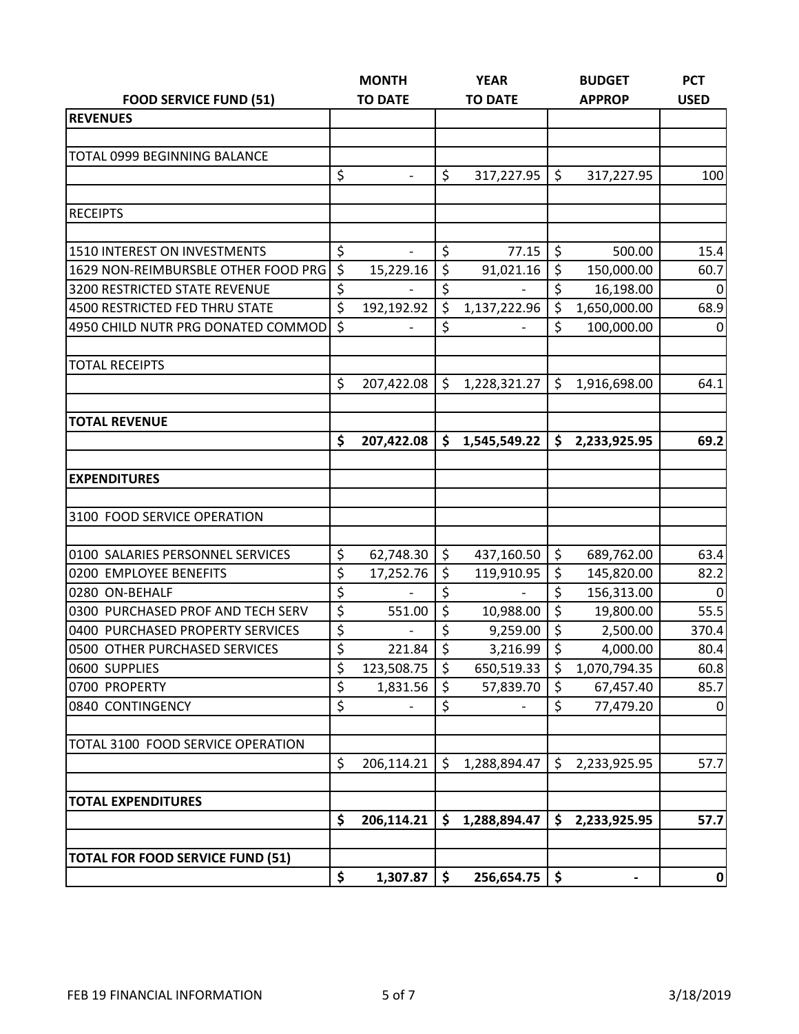| FOOD SERVICE FUND (51) | MONTH TO DATE | YEAR TO DATE | BUDGET APPROP | PCT USED |
|---|---|---|---|---|
| **REVENUES** | | | | |
| | | | | |
| TOTAL 0999 BEGINNING BALANCE | | | | |
| | $ - | $ 317,227.95 | $ 317,227.95 | 100 |
| | | | | |
| RECEIPTS | | | | |
| | | | | |
| 1510 INTEREST ON INVESTMENTS | $ - | $ 77.15 | $ 500.00 | 15.4 |
| 1629 NON-REIMBURSBLE OTHER FOOD PRG | $ 15,229.16 | $ 91,021.16 | $ 150,000.00 | 60.7 |
| 3200 RESTRICTED STATE REVENUE | $ - | $ - | $ 16,198.00 | 0 |
| 4500 RESTRICTED FED THRU STATE | $ 192,192.92 | $ 1,137,222.96 | $ 1,650,000.00 | 68.9 |
| 4950 CHILD NUTR PRG DONATED COMMOD | $ - | $ - | $ 100,000.00 | 0 |
| | | | | |
| TOTAL RECEIPTS | | | | |
| | $ 207,422.08 | $ 1,228,321.27 | $ 1,916,698.00 | 64.1 |
| | | | | |
| **TOTAL REVENUE** | | | | |
| | **$ 207,422.08** | **$ 1,545,549.22** | **$ 2,233,925.95** | **69.2** |
| | | | | |
| **EXPENDITURES** | | | | |
| | | | | |
| 3100 FOOD SERVICE OPERATION | | | | |
| | | | | |
| 0100 SALARIES PERSONNEL SERVICES | $ 62,748.30 | $ 437,160.50 | $ 689,762.00 | 63.4 |
| 0200 EMPLOYEE BENEFITS | $ 17,252.76 | $ 119,910.95 | $ 145,820.00 | 82.2 |
| 0280 ON-BEHALF | $ - | $ - | $ 156,313.00 | 0 |
| 0300 PURCHASED PROF AND TECH SERV | $ 551.00 | $ 10,988.00 | $ 19,800.00 | 55.5 |
| 0400 PURCHASED PROPERTY SERVICES | $ - | $ 9,259.00 | $ 2,500.00 | 370.4 |
| 0500 OTHER PURCHASED SERVICES | $ 221.84 | $ 3,216.99 | $ 4,000.00 | 80.4 |
| 0600 SUPPLIES | $ 123,508.75 | $ 650,519.33 | $ 1,070,794.35 | 60.8 |
| 0700 PROPERTY | $ 1,831.56 | $ 57,839.70 | $ 67,457.40 | 85.7 |
| 0840 CONTINGENCY | $ - | $ - | $ 77,479.20 | 0 |
| | | | | |
| TOTAL 3100 FOOD SERVICE OPERATION | | | | |
| | $ 206,114.21 | $ 1,288,894.47 | $ 2,233,925.95 | 57.7 |
| | | | | |
| **TOTAL EXPENDITURES** | | | | |
| | **$ 206,114.21** | **$ 1,288,894.47** | **$ 2,233,925.95** | **57.7** |
| | | | | |
| **TOTAL FOR FOOD SERVICE FUND (51)** | | | | |
| | **$ 1,307.87** | **$ 256,654.75** | **$ -** | **0** |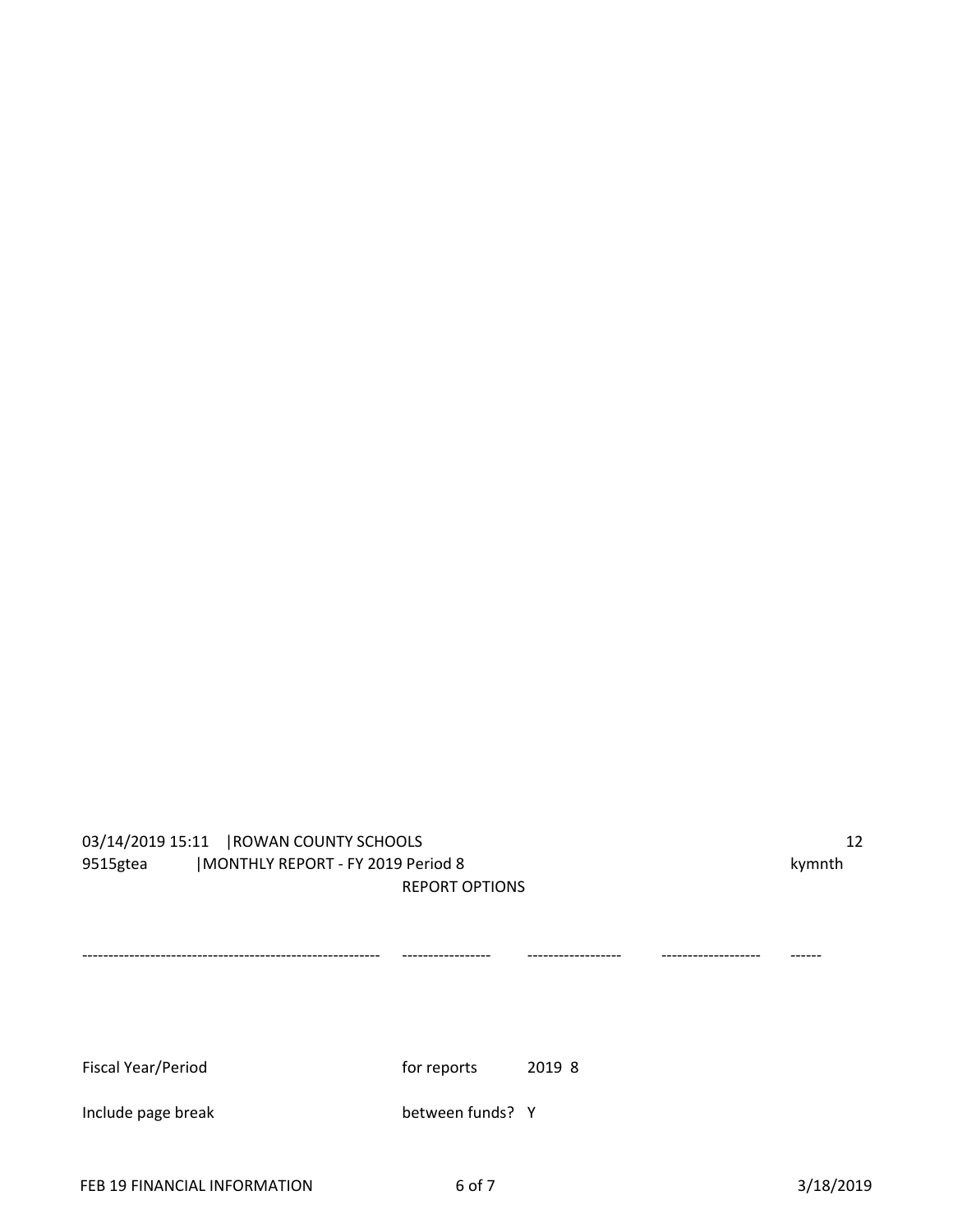03/14/2019 15:11 |ROWAN COUNTY SCHOOLS 12
9515gtea |MONTHLY REPORT - FY 2019 Period 8 kymnth

REPORT OPTIONS

| | | |
|---|---|---|
| Fiscal Year/Period | for reports | 2019 8 |
| Include page break | between funds? | Y |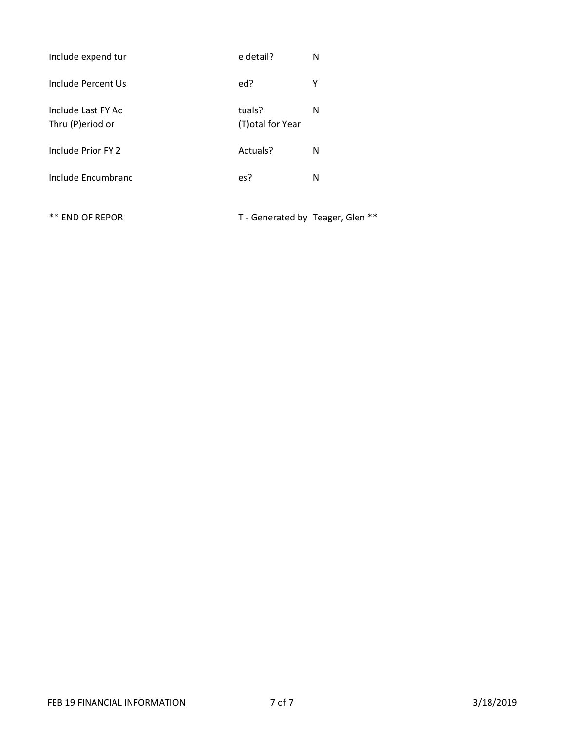| | | |
|---|---|---|
| Include expenditur | e detail? | N |
| Include Percent Us | ed? | Y |
| Include Last FY Ac<br>Thru (P)eriod or | tuals?<br>(T)otal for Year | N |
| Include Prior FY 2 | Actuals? | N |
| Include Encumbranc | es? | N |

** END OF REPOR T - Generated by Teager, Glen **